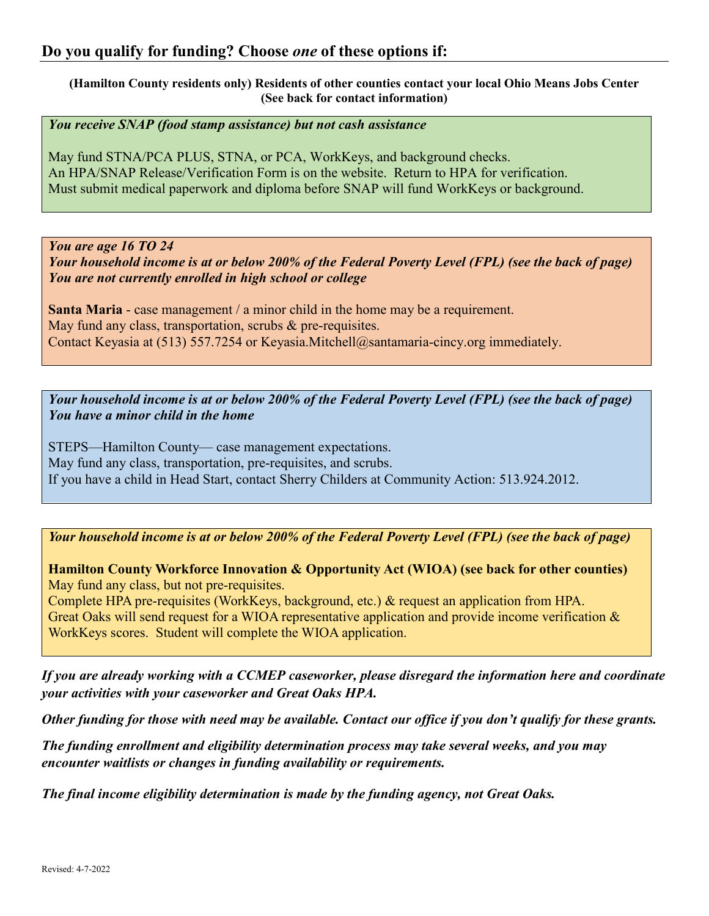## Do you qualify for funding? Choose *one* of these options if:

**(Hamilton County residents only) Residents of other counties contact your local Ohio Means Jobs Center (See back for contact information)**

***You receive SNAP (food stamp assistance) but not cash assistance***

May fund STNA/PCA PLUS, STNA, or PCA, WorkKeys, and background checks.
An HPA/SNAP Release/Verification Form is on the website. Return to HPA for verification.
Must submit medical paperwork and diploma before SNAP will fund WorkKeys or background.

***You are age 16 TO 24***
***Your household income is at or below 200% of the Federal Poverty Level (FPL) (see the back of page)***
***You are not currently enrolled in high school or college***

**Santa Maria** - case management / a minor child in the home may be a requirement.
May fund any class, transportation, scrubs & pre-requisites.
Contact Keyasia at (513) 557.7254 or Keyasia.Mitchell@santamaria-cincy.org immediately.

***Your household income is at or below 200% of the Federal Poverty Level (FPL) (see the back of page)***
***You have a minor child in the home***

STEPS—Hamilton County— case management expectations.
May fund any class, transportation, pre-requisites, and scrubs.
If you have a child in Head Start, contact Sherry Childers at Community Action: 513.924.2012.

***Your household income is at or below 200% of the Federal Poverty Level (FPL) (see the back of page)***

**Hamilton County Workforce Innovation & Opportunity Act (WIOA) (see back for other counties)**
May fund any class, but not pre-requisites.
Complete HPA pre-requisites (WorkKeys, background, etc.) & request an application from HPA.
Great Oaks will send request for a WIOA representative application and provide income verification & WorkKeys scores. Student will complete the WIOA application.

***If you are already working with a CCMEP caseworker, please disregard the information here and coordinate your activities with your caseworker and Great Oaks HPA.***

***Other funding for those with need may be available. Contact our office if you don't qualify for these grants.***

***The funding enrollment and eligibility determination process may take several weeks, and you may encounter waitlists or changes in funding availability or requirements.***

***The final income eligibility determination is made by the funding agency, not Great Oaks.***

Revised: 4-7-2022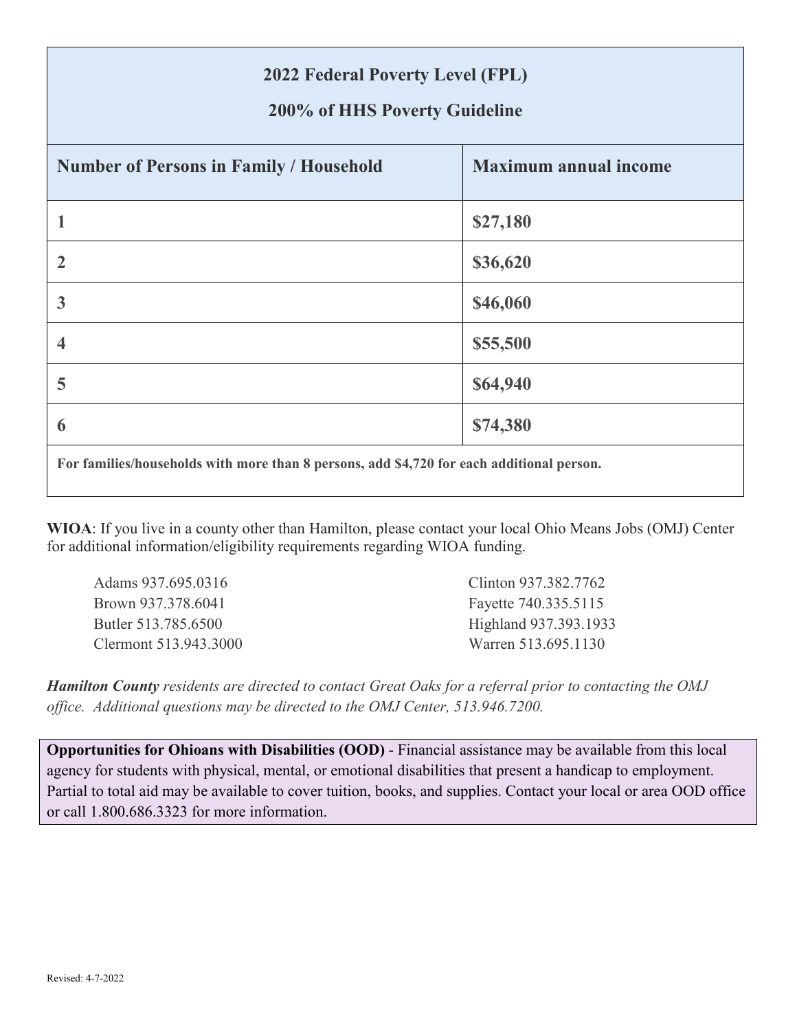| 2022 Federal Poverty Level (FPL)<br>200% of HHS Poverty Guideline | |
|---|---|
| **Number of Persons in Family / Household** | **Maximum annual income** |
| **1** | **$27,180** |
| **2** | **$36,620** |
| **3** | **$46,060** |
| **4** | **$55,500** |
| **5** | **$64,940** |
| **6** | **$74,380** |
| **For families/households with more than 8 persons, add $4,720 for each additional person.** | |

**WIOA**: If you live in a county other than Hamilton, please contact your local Ohio Means Jobs (OMJ) Center for additional information/eligibility requirements regarding WIOA funding.

- Adams 937.695.0316
- Brown 937.378.6041
- Butler 513.785.6500
- Clermont 513.943.3000
- Clinton 937.382.7762
- Fayette 740.335.5115
- Highland 937.393.1933
- Warren 513.695.1130

***Hamilton County*** *residents are directed to contact Great Oaks for a referral prior to contacting the OMJ office. Additional questions may be directed to the OMJ Center, 513.946.7200.*

**Opportunities for Ohioans with Disabilities (OOD)** - Financial assistance may be available from this local agency for students with physical, mental, or emotional disabilities that present a handicap to employment. Partial to total aid may be available to cover tuition, books, and supplies. Contact your local or area OOD office or call 1.800.686.3323 for more information.

Revised: 4-7-2022